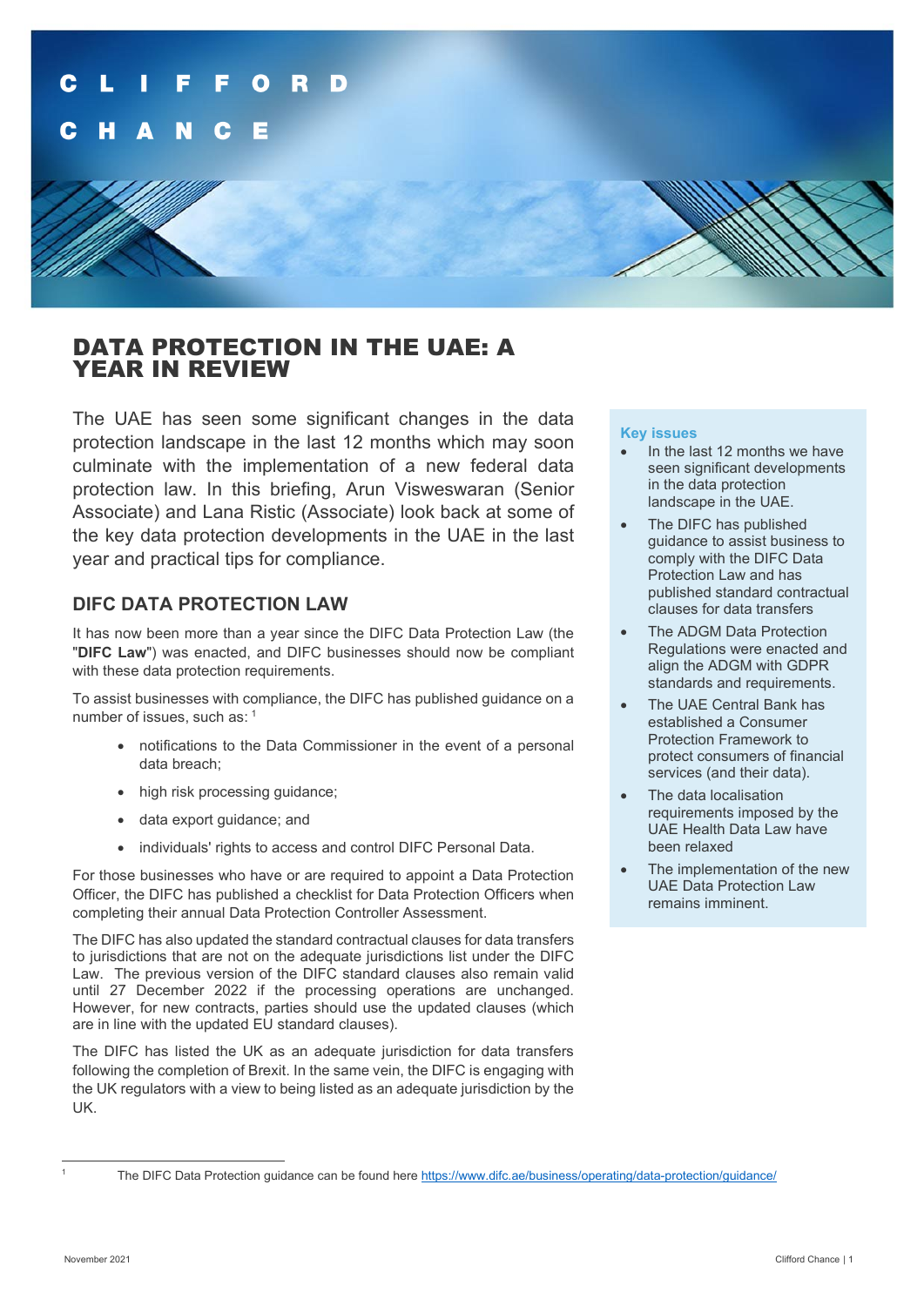# DATA PROTECTION IN THE UAE: A YEAR IN REVIEW

The UAE has seen some significant changes in the data protection landscape in the last 12 months which may soon culminate with the implementation of a new federal data protection law. In this briefing, Arun Visweswaran (Senior Associate) and Lana Ristic (Associate) look back at some of the key data protection developments in the UAE in the last year and practical tips for compliance.

**Key issues**

- In the last 12 months we have seen significant developments in the data protection landscape in the UAE.
- The DIFC has published guidance to assist business to comply with the DIFC Data Protection Law and has published standard contractual clauses for data transfers
- The ADGM Data Protection Regulations were enacted and align the ADGM with GDPR standards and requirements.
- The UAE Central Bank has established a Consumer Protection Framework to protect consumers of financial services (and their data).
- The data localisation requirements imposed by the UAE Health Data Law have been relaxed
- The implementation of the new UAE Data Protection Law remains imminent.

## DIFC DATA PROTECTION LAW

It has now been more than a year since the DIFC Data Protection Law (the "**DIFC Law**") was enacted, and DIFC businesses should now be compliant with these data protection requirements.

To assist businesses with compliance, the DIFC has published guidance on a number of issues, such as: [1]

- notifications to the Data Commissioner in the event of a personal data breach;
- high risk processing guidance;
- data export guidance; and
- individuals' rights to access and control DIFC Personal Data.

For those businesses who have or are required to appoint a Data Protection Officer, the DIFC has published a checklist for Data Protection Officers when completing their annual Data Protection Controller Assessment.

The DIFC has also updated the standard contractual clauses for data transfers to jurisdictions that are not on the adequate jurisdictions list under the DIFC Law. The previous version of the DIFC standard clauses also remain valid until 27 December 2022 if the processing operations are unchanged. However, for new contracts, parties should use the updated clauses (which are in line with the updated EU standard clauses).

The DIFC has listed the UK as an adequate jurisdiction for data transfers following the completion of Brexit. In the same vein, the DIFC is engaging with the UK regulators with a view to being listed as an adequate jurisdiction by the UK.

[1] The DIFC Data Protection guidance can be found here https://www.difc.ae/business/operating/data-protection/guidance/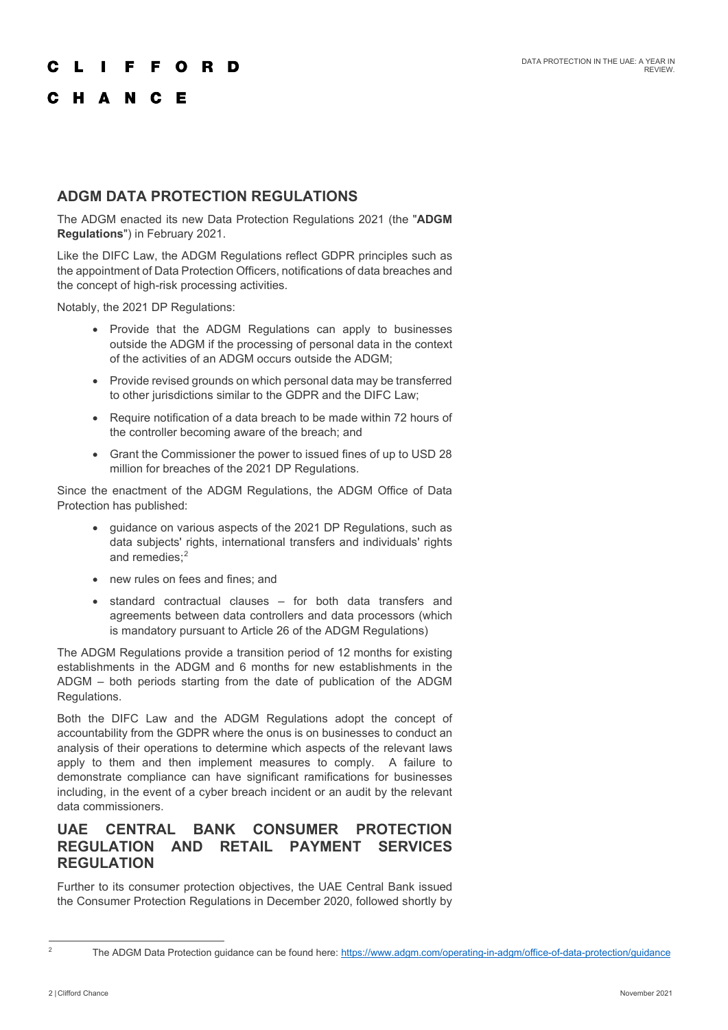## ADGM DATA PROTECTION REGULATIONS

The ADGM enacted its new Data Protection Regulations 2021 (the "**ADGM Regulations**") in February 2021.

Like the DIFC Law, the ADGM Regulations reflect GDPR principles such as the appointment of Data Protection Officers, notifications of data breaches and the concept of high-risk processing activities.

Notably, the 2021 DP Regulations:

- Provide that the ADGM Regulations can apply to businesses outside the ADGM if the processing of personal data in the context of the activities of an ADGM occurs outside the ADGM;
- Provide revised grounds on which personal data may be transferred to other jurisdictions similar to the GDPR and the DIFC Law;
- Require notification of a data breach to be made within 72 hours of the controller becoming aware of the breach; and
- Grant the Commissioner the power to issued fines of up to USD 28 million for breaches of the 2021 DP Regulations.

Since the enactment of the ADGM Regulations, the ADGM Office of Data Protection has published:

- guidance on various aspects of the 2021 DP Regulations, such as data subjects' rights, international transfers and individuals' rights and remedies;[2]
- new rules on fees and fines; and
- standard contractual clauses – for both data transfers and agreements between data controllers and data processors (which is mandatory pursuant to Article 26 of the ADGM Regulations)

The ADGM Regulations provide a transition period of 12 months for existing establishments in the ADGM and 6 months for new establishments in the ADGM – both periods starting from the date of publication of the ADGM Regulations.

Both the DIFC Law and the ADGM Regulations adopt the concept of accountability from the GDPR where the onus is on businesses to conduct an analysis of their operations to determine which aspects of the relevant laws apply to them and then implement measures to comply. A failure to demonstrate compliance can have significant ramifications for businesses including, in the event of a cyber breach incident or an audit by the relevant data commissioners.

## UAE CENTRAL BANK CONSUMER PROTECTION REGULATION AND RETAIL PAYMENT SERVICES REGULATION

Further to its consumer protection objectives, the UAE Central Bank issued the Consumer Protection Regulations in December 2020, followed shortly by

---

[2] The ADGM Data Protection guidance can be found here: https://www.adgm.com/operating-in-adgm/office-of-data-protection/guidance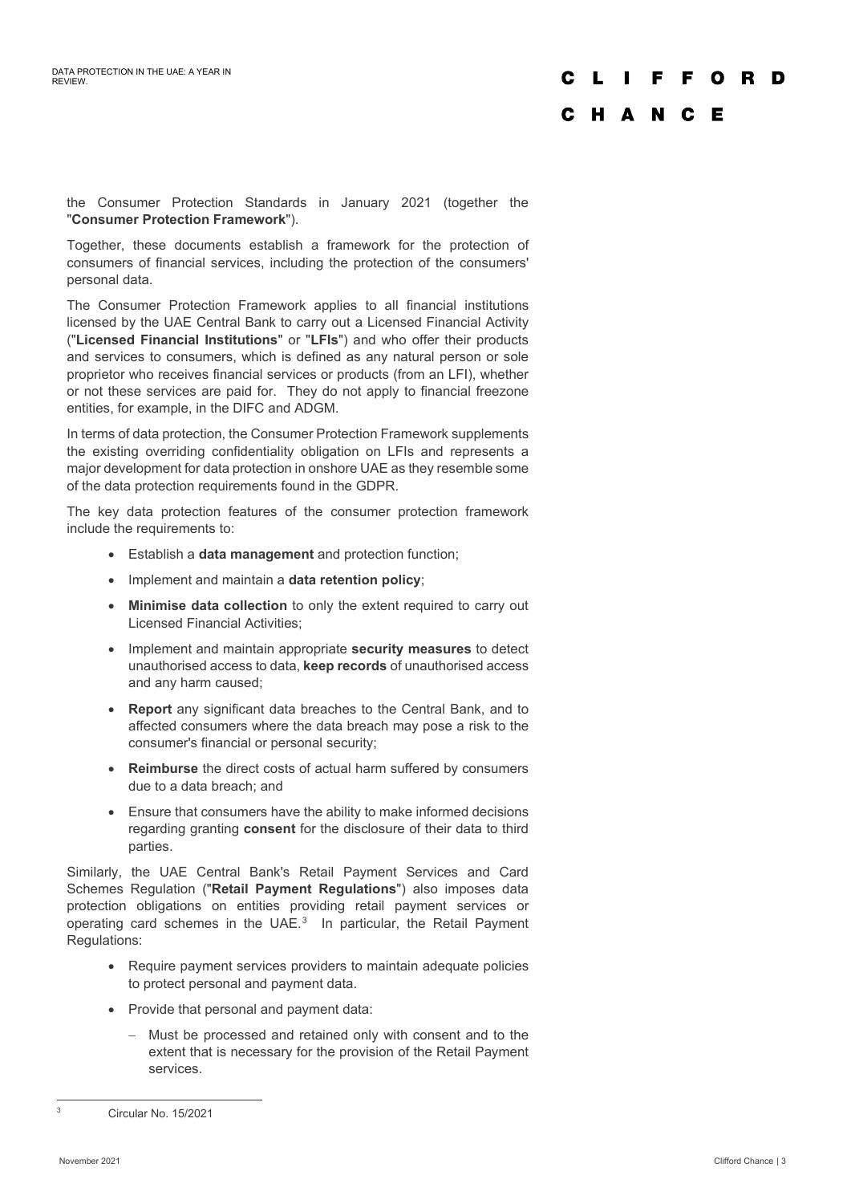the Consumer Protection Standards in January 2021 (together the "**Consumer Protection Framework**").

Together, these documents establish a framework for the protection of consumers of financial services, including the protection of the consumers' personal data.

The Consumer Protection Framework applies to all financial institutions licensed by the UAE Central Bank to carry out a Licensed Financial Activity ("**Licensed Financial Institutions**" or "**LFIs**") and who offer their products and services to consumers, which is defined as any natural person or sole proprietor who receives financial services or products (from an LFI), whether or not these services are paid for. They do not apply to financial freezone entities, for example, in the DIFC and ADGM.

In terms of data protection, the Consumer Protection Framework supplements the existing overriding confidentiality obligation on LFIs and represents a major development for data protection in onshore UAE as they resemble some of the data protection requirements found in the GDPR.

The key data protection features of the consumer protection framework include the requirements to:

- Establish a **data management** and protection function;
- Implement and maintain a **data retention policy**;
- **Minimise data collection** to only the extent required to carry out Licensed Financial Activities;
- Implement and maintain appropriate **security measures** to detect unauthorised access to data, **keep records** of unauthorised access and any harm caused;
- **Report** any significant data breaches to the Central Bank, and to affected consumers where the data breach may pose a risk to the consumer's financial or personal security;
- **Reimburse** the direct costs of actual harm suffered by consumers due to a data breach; and
- Ensure that consumers have the ability to make informed decisions regarding granting **consent** for the disclosure of their data to third parties.

Similarly, the UAE Central Bank's Retail Payment Services and Card Schemes Regulation ("**Retail Payment Regulations**") also imposes data protection obligations on entities providing retail payment services or operating card schemes in the UAE.[3] In particular, the Retail Payment Regulations:

- Require payment services providers to maintain adequate policies to protect personal and payment data.
- Provide that personal and payment data:
  - Must be processed and retained only with consent and to the extent that is necessary for the provision of the Retail Payment services.

[3] Circular No. 15/2021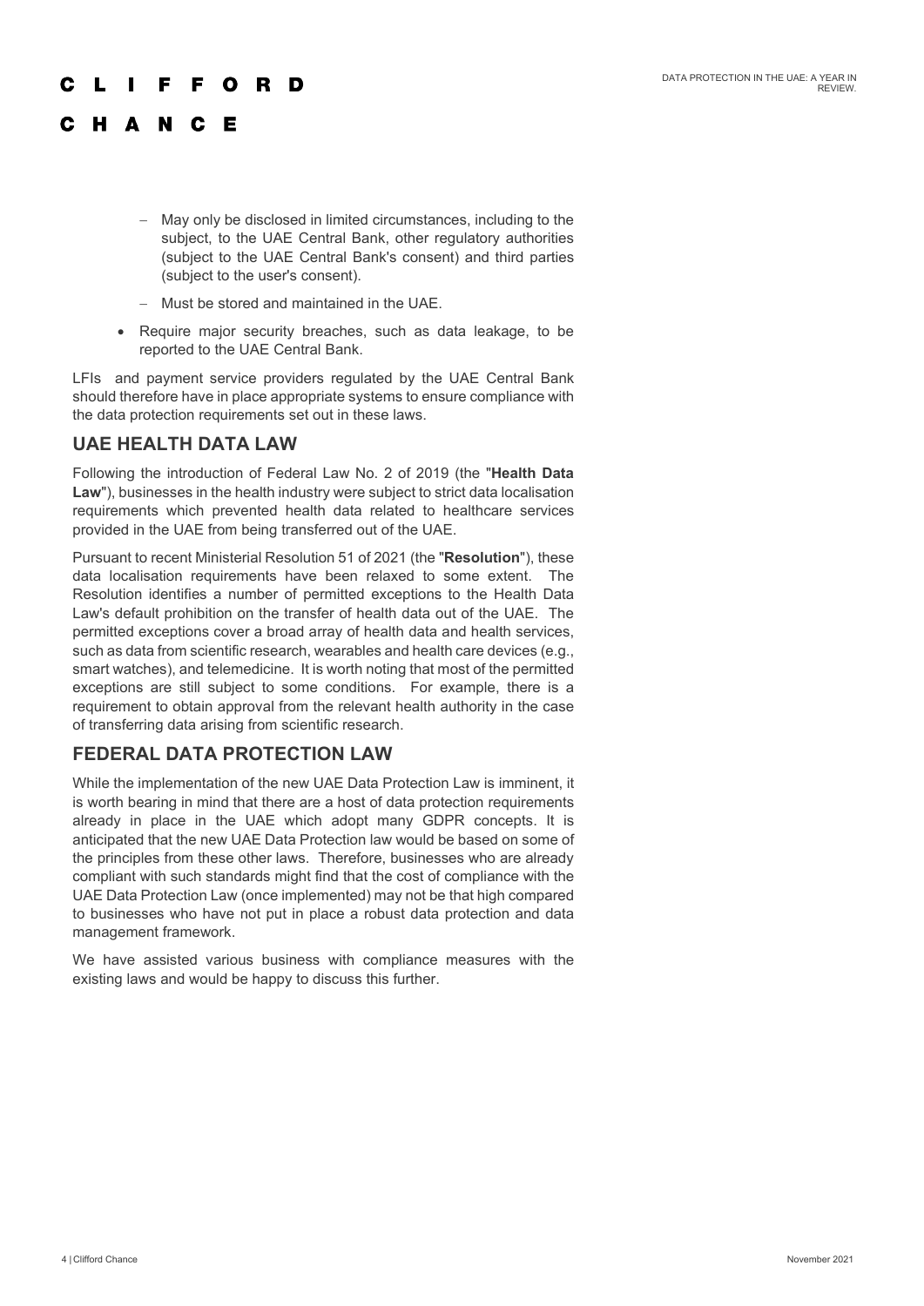- May only be disclosed in limited circumstances, including to the subject, to the UAE Central Bank, other regulatory authorities (subject to the UAE Central Bank's consent) and third parties (subject to the user's consent).
  - Must be stored and maintained in the UAE.
- Require major security breaches, such as data leakage, to be reported to the UAE Central Bank.

LFIs and payment service providers regulated by the UAE Central Bank should therefore have in place appropriate systems to ensure compliance with the data protection requirements set out in these laws.

## UAE HEALTH DATA LAW

Following the introduction of Federal Law No. 2 of 2019 (the "**Health Data Law**"), businesses in the health industry were subject to strict data localisation requirements which prevented health data related to healthcare services provided in the UAE from being transferred out of the UAE.

Pursuant to recent Ministerial Resolution 51 of 2021 (the "**Resolution**"), these data localisation requirements have been relaxed to some extent. The Resolution identifies a number of permitted exceptions to the Health Data Law's default prohibition on the transfer of health data out of the UAE. The permitted exceptions cover a broad array of health data and health services, such as data from scientific research, wearables and health care devices (e.g., smart watches), and telemedicine. It is worth noting that most of the permitted exceptions are still subject to some conditions. For example, there is a requirement to obtain approval from the relevant health authority in the case of transferring data arising from scientific research.

## FEDERAL DATA PROTECTION LAW

While the implementation of the new UAE Data Protection Law is imminent, it is worth bearing in mind that there are a host of data protection requirements already in place in the UAE which adopt many GDPR concepts. It is anticipated that the new UAE Data Protection law would be based on some of the principles from these other laws. Therefore, businesses who are already compliant with such standards might find that the cost of compliance with the UAE Data Protection Law (once implemented) may not be that high compared to businesses who have not put in place a robust data protection and data management framework.

We have assisted various business with compliance measures with the existing laws and would be happy to discuss this further.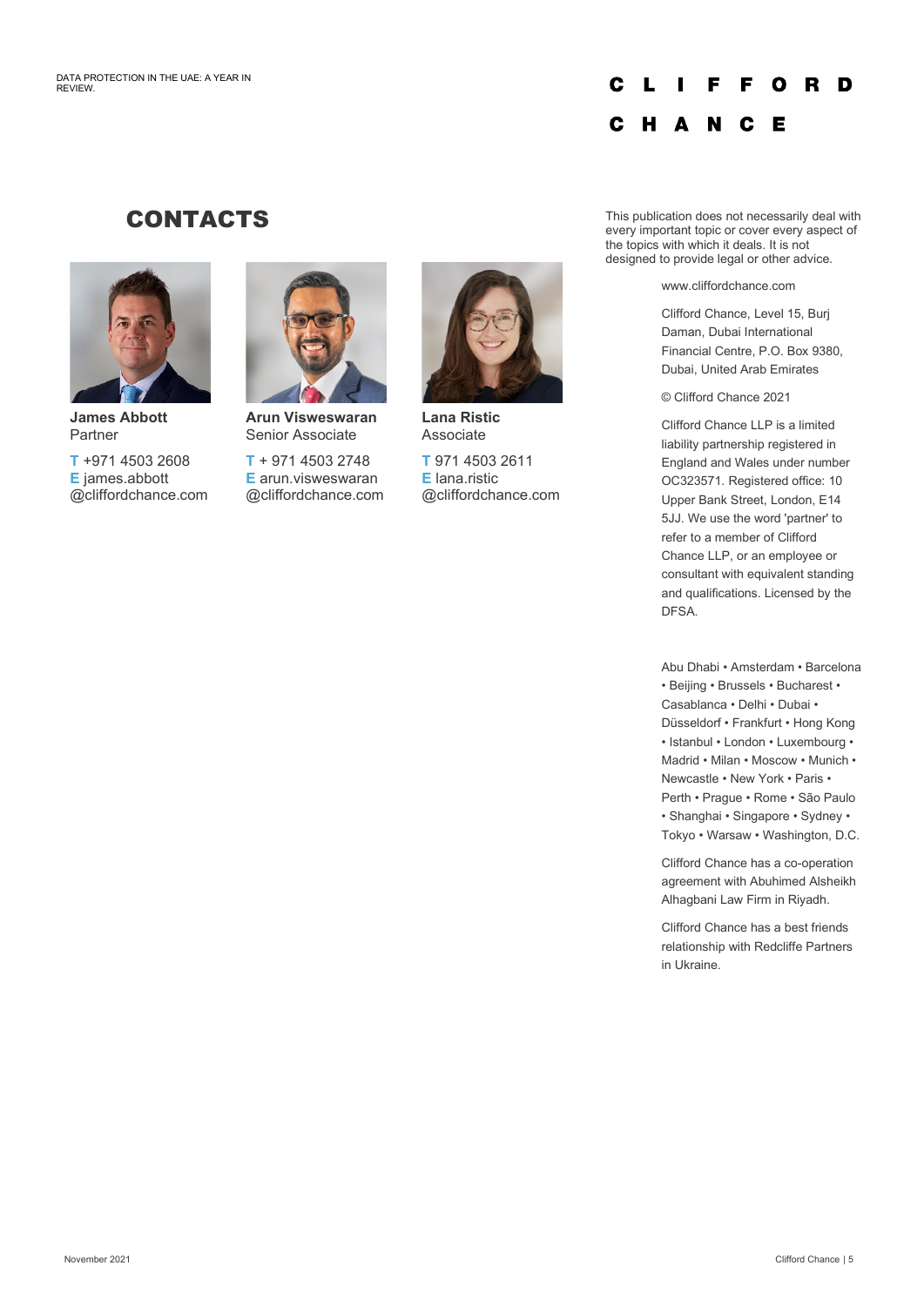## CONTACTS

**James Abbott**
Partner

T +971 4503 2608
E james.abbott@cliffordchance.com

**Arun Visweswaran**
Senior Associate

T + 971 4503 2748
E arun.visweswaran@cliffordchance.com

**Lana Ristic**
Associate

T 971 4503 2611
E lana.ristic@cliffordchance.com

This publication does not necessarily deal with every important topic or cover every aspect of the topics with which it deals. It is not designed to provide legal or other advice.

www.cliffordchance.com

Clifford Chance, Level 15, Burj Daman, Dubai International Financial Centre, P.O. Box 9380, Dubai, United Arab Emirates

© Clifford Chance 2021

Clifford Chance LLP is a limited liability partnership registered in England and Wales under number OC323571. Registered office: 10 Upper Bank Street, London, E14 5JJ. We use the word 'partner' to refer to a member of Clifford Chance LLP, or an employee or consultant with equivalent standing and qualifications. Licensed by the DFSA.

Abu Dhabi • Amsterdam • Barcelona • Beijing • Brussels • Bucharest • Casablanca • Delhi • Dubai • Düsseldorf • Frankfurt • Hong Kong • Istanbul • London • Luxembourg • Madrid • Milan • Moscow • Munich • Newcastle • New York • Paris • Perth • Prague • Rome • São Paulo • Shanghai • Singapore • Sydney • Tokyo • Warsaw • Washington, D.C.

Clifford Chance has a co-operation agreement with Abuhimed Alsheikh Alhagbani Law Firm in Riyadh.

Clifford Chance has a best friends relationship with Redcliffe Partners in Ukraine.